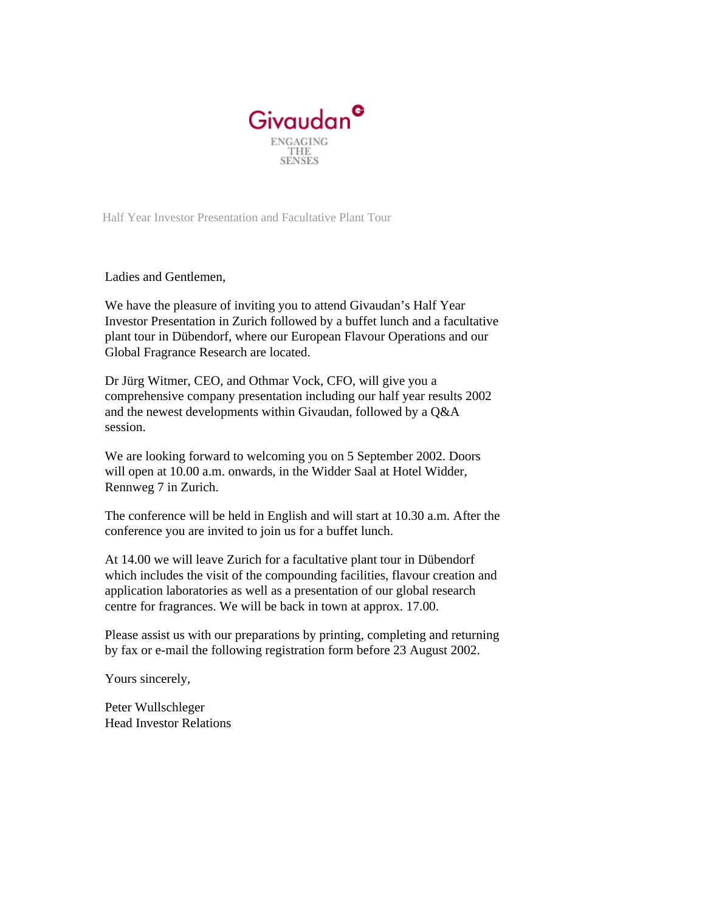Givaudan

ENGAGING THE SENSES

## Half Year Investor Presentation and Facultative Plant Tour

Ladies and Gentlemen,

We have the pleasure of inviting you to attend Givaudan's Half Year Investor Presentation in Zurich followed by a buffet lunch and a facultative plant tour in Dübendorf, where our European Flavour Operations and our Global Fragrance Research are located.

Dr Jürg Witmer, CEO, and Othmar Vock, CFO, will give you a comprehensive company presentation including our half year results 2002 and the newest developments within Givaudan, followed by a Q&A session.

We are looking forward to welcoming you on 5 September 2002. Doors will open at 10.00 a.m. onwards, in the Widder Saal at Hotel Widder, Rennweg 7 in Zurich.

The conference will be held in English and will start at 10.30 a.m. After the conference you are invited to join us for a buffet lunch.

At 14.00 we will leave Zurich for a facultative plant tour in Dübendorf which includes the visit of the compounding facilities, flavour creation and application laboratories as well as a presentation of our global research centre for fragrances. We will be back in town at approx. 17.00.

Please assist us with our preparations by printing, completing and returning by fax or e-mail the following registration form before 23 August 2002.

Yours sincerely,

Peter Wullschleger
Head Investor Relations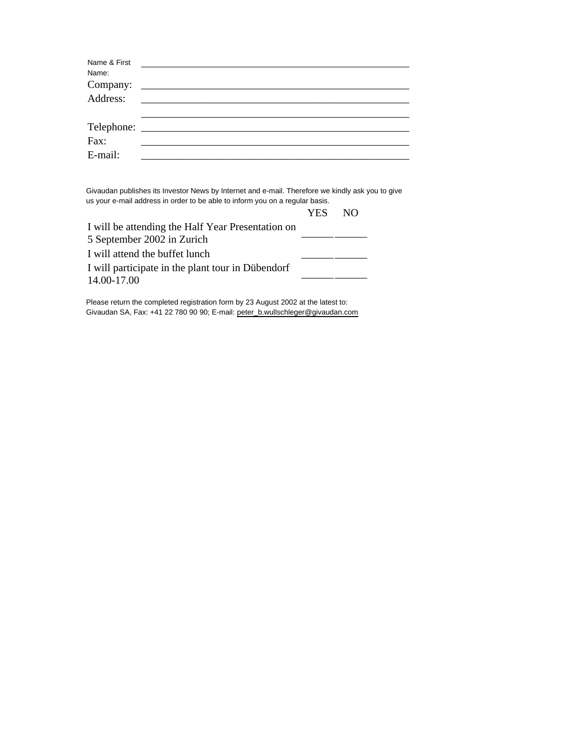Name & First Name: ______________________________________________

Company: ______________________________________________

Address: ______________________________________________

______________________________________________

Telephone: ______________________________________________

Fax: ______________________________________________

E-mail: ______________________________________________

Givaudan publishes its Investor News by Internet and e-mail. Therefore we kindly ask you to give us your e-mail address in order to be able to inform you on a regular basis.

| | YES | NO |
|---|---|---|
| I will be attending the Half Year Presentation on 5 September 2002 in Zurich | ______ | ______ |
| I will attend the buffet lunch | ______ | ______ |
| I will participate in the plant tour in Dübendorf 14.00-17.00 | ______ | ______ |

Please return the completed registration form by 23 August 2002 at the latest to:
Givaudan SA, Fax: +41 22 780 90 90; E-mail: peter_b.wullschleger@givaudan.com